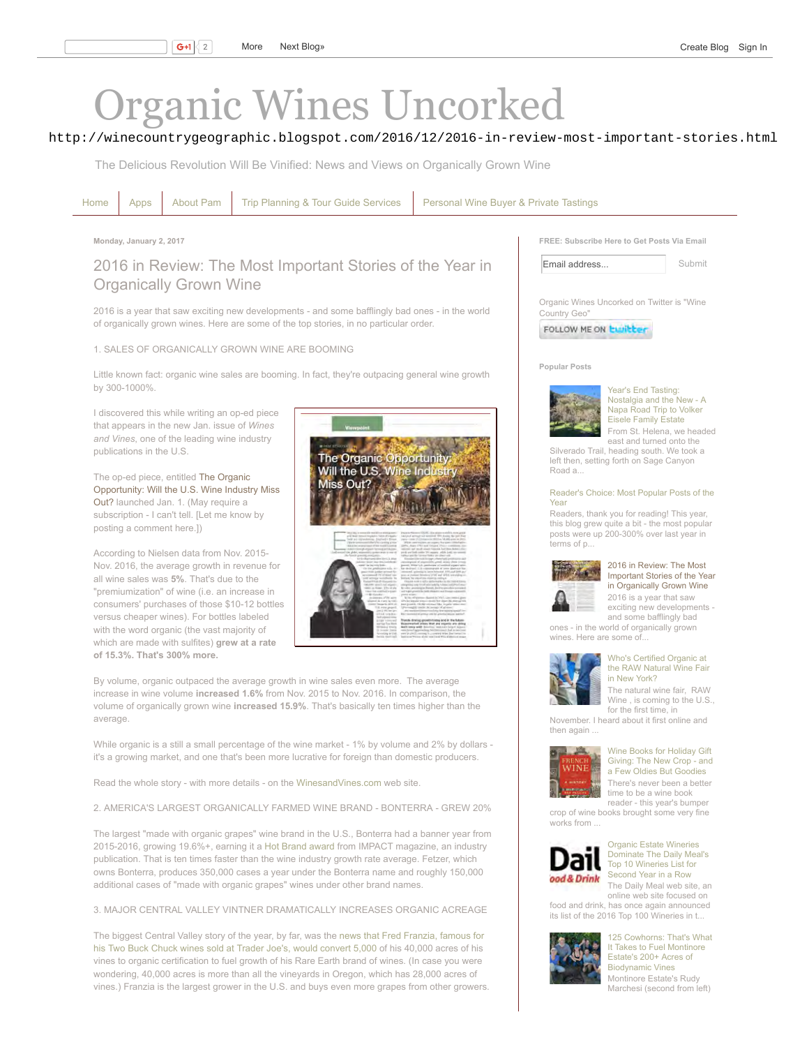More Next Blog» Create Blog Sign In

# Organic Wines Uncorked

http://winecountrygeographic.blogspot.com/2016/12/2016-in-review-most-important-stories.html

The Delicious Revolution Will Be Vinified: News and Views on Organically Grown Wine

Home | Apps | About Pam | Trip Planning & Tour Guide Services | Personal Wine Buyer & Private Tastings

Monday, January 2, 2017

## 2016 in Review: The Most Important Stories of the Year in Organically Grown Wine

2016 is a year that saw exciting new developments - and some bafflingly bad ones - in the world of organically grown wines. Here are some of the top stories, in no particular order.

1. SALES OF ORGANICALLY GROWN WINE ARE BOOMING

Little known fact: organic wine sales are booming. In fact, they're outpacing general wine growth by 300-1000%.

I discovered this while writing an op-ed piece that appears in the new Jan. issue of *Wines and Vines*, one of the leading wine industry publications in the U.S.

The op-ed piece, entitled The Organic Opportunity: Will the U.S. Wine Industry Miss Out? launched Jan. 1. (May require a subscription - I can't tell. [Let me know by posting a comment here.])

According to Nielsen data from Nov. 2015-Nov. 2016, the average growth in revenue for all wine sales was **5%**. That's due to the "premiumization" of wine (i.e. an increase in consumers' purchases of those $10-12 bottles versus cheaper wines). For bottles labeled with the word organic (the vast majority of which are made with sulfites) **grew at a rate of 15.3%. That's 300% more.**

By volume, organic outpaced the average growth in wine sales even more. The average increase in wine volume **increased 1.6%** from Nov. 2015 to Nov. 2016. In comparison, the volume of organically grown wine **increased 15.9%**. That's basically ten times higher than the average.

While organic is a still a small percentage of the wine market - 1% by volume and 2% by dollars - it's a growing market, and one that's been more lucrative for foreign than domestic producers.

Read the whole story - with more details - on the WinesandVines.com web site.

2. AMERICA'S LARGEST ORGANICALLY FARMED WINE BRAND - BONTERRA - GREW 20%

The largest "made with organic grapes" wine brand in the U.S., Bonterra had a banner year from 2015-2016, growing 19.6%+, earning it a Hot Brand award from IMPACT magazine, an industry publication. That is ten times faster than the wine industry growth rate average. Fetzer, which owns Bonterra, produces 350,000 cases a year under the Bonterra name and roughly 150,000 additional cases of "made with organic grapes" wines under other brand names.

3. MAJOR CENTRAL VALLEY VINTNER DRAMATICALLY INCREASES ORGANIC ACREAGE

The biggest Central Valley story of the year, by far, was the news that Fred Franzia, famous for his Two Buck Chuck wines sold at Trader Joe's, would convert 5,000 of his 40,000 acres of his vines to organic certification to fuel growth of his Rare Earth brand of wines. (In case you were wondering, 40,000 acres is more than all the vineyards in Oregon, which has 28,000 acres of vines.) Franzia is the largest grower in the U.S. and buys even more grapes from other growers.

FREE: Subscribe Here to Get Posts Via Email

Email address... Submit

Organic Wines Uncorked on Twitter is "Wine Country Geo"

FOLLOW ME ON twitter

Popular Posts

Year's End Tasting: Nostalgia and the New - A Napa Road Trip to Volker Eisele Family Estate
From St. Helena, we headed east and turned onto the Silverado Trail, heading south. We took a left then, setting forth on Sage Canyon Road a...

Reader's Choice: Most Popular Posts of the Year
Readers, thank you for reading! This year, this blog grew quite a bit - the most popular posts were up 200-300% over last year in terms of p...

2016 in Review: The Most Important Stories of the Year in Organically Grown Wine
2016 is a year that saw exciting new developments - and some bafflingly bad ones - in the world of organically grown wines. Here are some of...

Who's Certified Organic at the RAW Natural Wine Fair in New York?
The natural wine fair, RAW Wine , is coming to the U.S., for the first time, in November. I heard about it first online and then again ...

Wine Books for Holiday Gift Giving: The New Crop - and a Few Oldies But Goodies
There's never been a better time to be a wine book reader - this year's bumper crop of wine books brought some very fine works from ...

Organic Estate Wineries Dominate The Daily Meal's Top 10 Wineries List for Second Year in a Row
The Daily Meal web site, an online web site focused on food and drink, has once again announced its list of the 2016 Top 100 Wineries in t...

125 Cowhorns: That's What It Takes to Fuel Montinore Estate's 200+ Acres of Biodynamic Vines
Montinore Estate's Rudy Marchesi (second from left)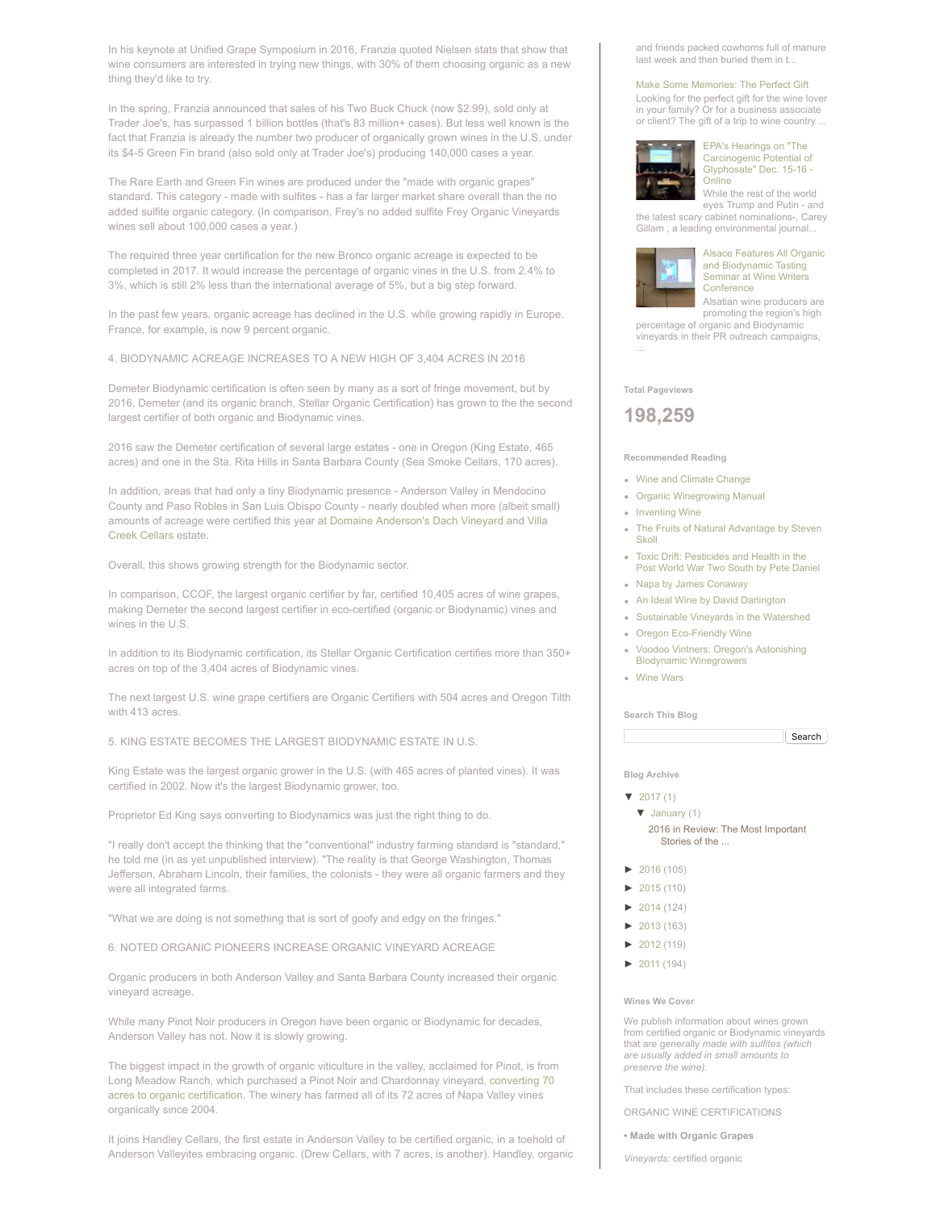In his keynote at Unified Grape Symposium in 2016, Franzia quoted Nielsen stats that show that wine consumers are interested in trying new things, with 30% of them choosing organic as a new thing they'd like to try.

In the spring, Franzia announced that sales of his Two Buck Chuck (now $2.99), sold only at Trader Joe's, has surpassed 1 billion bottles (that's 83 million+ cases). But less well known is the fact that Franzia is already the number two producer of organically grown wines in the U.S. under its $4-5 Green Fin brand (also sold only at Trader Joe's) producing 140,000 cases a year.

The Rare Earth and Green Fin wines are produced under the "made with organic grapes" standard. This category - made with sulfites - has a far larger market share overall than the no added sulfite organic category. (In comparison, Frey's no added sulfite Frey Organic Vineyards wines sell about 100,000 cases a year.)

The required three year certification for the new Bronco organic acreage is expected to be completed in 2017. It would increase the percentage of organic vines in the U.S. from 2.4% to 3%, which is still 2% less than the international average of 5%, but a big step forward.

In the past few years, organic acreage has declined in the U.S. while growing rapidly in Europe. France, for example, is now 9 percent organic.

4. BIODYNAMIC ACREAGE INCREASES TO A NEW HIGH OF 3,404 ACRES IN 2016

Demeter Biodynamic certification is often seen by many as a sort of fringe movement, but by 2016, Demeter (and its organic branch, Stellar Organic Certification) has grown to the the second largest certifier of both organic and Biodynamic vines.

2016 saw the Demeter certification of several large estates - one in Oregon (King Estate, 465 acres) and one in the Sta. Rita Hills in Santa Barbara County (Sea Smoke Cellars, 170 acres).

In addition, areas that had only a tiny Biodynamic presence - Anderson Valley in Mendocino County and Paso Robles in San Luis Obispo County - nearly doubled when more (albeit small) amounts of acreage were certified this year at Domaine Anderson's Dach Vineyard and Villa Creek Cellars estate.

Overall, this shows growing strength for the Biodynamic sector.

In comparison, CCOF, the largest organic certifier by far, certified 10,405 acres of wine grapes, making Demeter the second largest certifier in eco-certified (organic or Biodynamic) vines and wines in the U.S.

In addition to its Biodynamic certification, its Stellar Organic Certification certifies more than 350+ acres on top of the 3,404 acres of Biodynamic vines.

The next largest U.S. wine grape certifiers are Organic Certifiers with 504 acres and Oregon Tilth with 413 acres.

5. KING ESTATE BECOMES THE LARGEST BIODYNAMIC ESTATE IN U.S.

King Estate was the largest organic grower in the U.S. (with 465 acres of planted vines). It was certified in 2002. Now it's the largest Biodynamic grower, too.

Proprietor Ed King says converting to Biodynamics was just the right thing to do.

"I really don't accept the thinking that the "conventional" industry farming standard is "standard," he told me (in as yet unpublished interview). "The reality is that George Washington, Thomas Jefferson, Abraham Lincoln, their families, the colonists - they were all organic farmers and they were all integrated farms.

"What we are doing is not something that is sort of goofy and edgy on the fringes."

6. NOTED ORGANIC PIONEERS INCREASE ORGANIC VINEYARD ACREAGE

Organic producers in both Anderson Valley and Santa Barbara County increased their organic vineyard acreage.

While many Pinot Noir producers in Oregon have been organic or Biodynamic for decades, Anderson Valley has not. Now it is slowly growing.

The biggest impact in the growth of organic viticulture in the valley, acclaimed for Pinot, is from Long Meadow Ranch, which purchased a Pinot Noir and Chardonnay vineyard, converting 70 acres to organic certification. The winery has farmed all of its 72 acres of Napa Valley vines organically since 2004.

It joins Handley Cellars, the first estate in Anderson Valley to be certified organic, in a toehold of Anderson Valleyites embracing organic. (Drew Cellars, with 7 acres, is another). Handley, organic

and friends packed cowhorns full of manure last week and then buried them in t...

Make Some Memories: The Perfect Gift

Looking for the perfect gift for the wine lover in your family? Or for a business associate or client? The gift of a trip to wine country ...

EPA's Hearings on "The Carcinogenic Potential of Glyphosate" Dec. 15-16 - Online

While the rest of the world eyes Trump and Putin - and the latest scary cabinet nominations-, Carey Gillam , a leading environmental journal...

Alsace Features All Organic and Biodynamic Tasting Seminar at Wine Writers Conference

Alsatian wine producers are promoting the region's high percentage of organic and Biodynamic vineyards in their PR outreach campaigns, ...

**Total Pageviews**

**198,259**

**Recommended Reading**

- Wine and Climate Change
- Organic Winegrowing Manual
- Inventing Wine
- The Fruits of Natural Advantage by Steven Skoll
- Toxic Drift: Pesticides and Health in the Post World War Two South by Pete Daniel
- Napa by James Conaway
- An Ideal Wine by David Darlington
- Sustainable Vineyards in the Watershed
- Oregon Eco-Friendly Wine
- Voodoo Vintners: Oregon's Astonishing Biodynamic Winegrowers
- Wine Wars

**Search This Blog**

Search

**Blog Archive**

- ▼ 2017 (1)
  - ▼ January (1)
    - 2016 in Review: The Most Important Stories of the ...
- ► 2016 (105)
- ► 2015 (110)
- ► 2014 (124)
- ► 2013 (163)
- ► 2012 (119)
- ► 2011 (194)

**Wines We Cover**

We publish information about wines grown from certified organic or Biodynamic vineyards that are generally *made with sulfites (which are usually added in small amounts to preserve the wine).*

That includes these certification types:

ORGANIC WINE CERTIFICATIONS

**• Made with Organic Grapes**

*Vineyards:* certified organic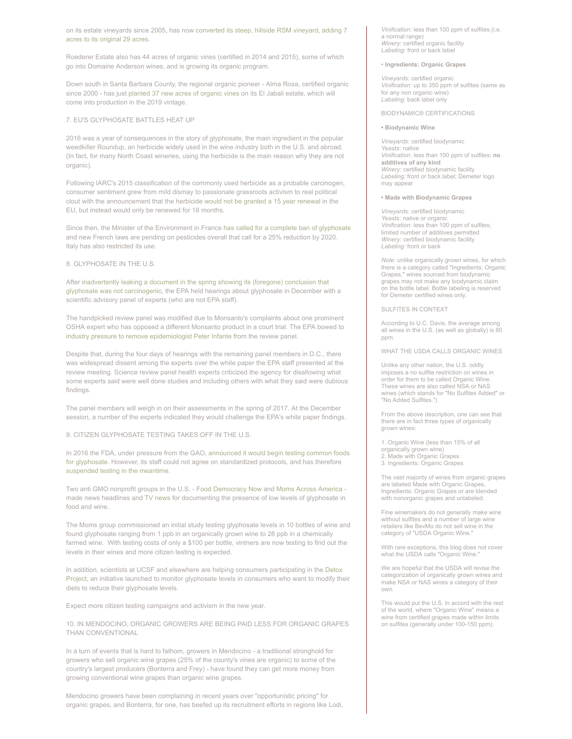on its estate vineyards since 2005, has now converted its steep, hillside RSM vineyard, adding 7 acres to its original 29 acres.

Roederer Estate also has 44 acres of organic vines (certified in 2014 and 2015), some of which go into Domaine Anderson wines, and is growing its organic program.

Down south in Santa Barbara County, the regional organic pioneer - Alma Rosa, certified organic since 2000 - has just planted 37 new acres of organic vines on its El Jabali estate, which will come into production in the 2019 vintage.

## 7. EU'S GLYPHOSATE BATTLES HEAT UP

2016 was a year of consequences in the story of glyphosate, the main ingredient in the popular weedkiller Roundup, an herbicide widely used in the wine industry both in the U.S. and abroad. (In fact, for many North Coast wineries, using the herbicide is the main reason why they are not organic).

Following IARC's 2015 classification of the commonly used herbicide as a probable carcinogen, consumer sentiment grew from mild dismay to passionate grassroots activism to real political clout with the announcement that the herbicide would not be granted a 15 year renewal in the EU, but instead would only be renewed for 18 months.

Since then, the Minister of the Environment in France has called for a complete ban of glyphosate and new French laws are pending on pesticides overall that call for a 25% reduction by 2020. Italy has also restricted its use.

## 8. GLYPHOSATE IN THE U.S.

After inadvertently leaking a document in the spring showing its (foregone) conclusion that glyphosate was not carcinogenic, the EPA held hearings about glyphosate in December with a scientific advisory panel of experts (who are not EPA staff).

The handpicked review panel was modified due to Monsanto's complaints about one prominent OSHA expert who has opposed a different Monsanto product in a court trial. The EPA bowed to industry pressure to remove epidemiologist Peter Infante from the review panel.

Despite that, during the four days of hearings with the remaining panel members in D.C., there was widespread dissent among the experts over the white paper the EPA staff presented at the review meeting. Science review panel health experts criticized the agency for disallowing what some experts said were well done studies and including others with what they said were dubious findings.

The panel members will weigh in on their assessments in the spring of 2017. At the December session, a number of the experts indicated they would challenge the EPA's white paper findings.

## 9. CITIZEN GLYPHOSATE TESTING TAKES OFF IN THE U.S.

In 2016 the FDA, under pressure from the GAO, announced it would begin testing common foods for glyphosate. However, its staff could not agree on standardized protocols, and has therefore suspended testing in the meantime.

Two anti GMO nonprofit groups in the U.S. - Food Democracy Now and Moms Across America - made news headlines and TV news for documenting the presence of low levels of glyphosate in food and wine.

The Moms group commissioned an initial study testing glyphosate levels in 10 bottles of wine and found glyphosate ranging from 1 ppb in an organically grown wine to 28 ppb in a chemically farmed wine. With testing costs of only a $100 per bottle, vintners are now testing to find out the levels in their wines and more citizen testing is expected.

In addition, scientists at UCSF and elsewhere are helping consumers participating in the Detox Project, an initiative launched to monitor glyphosate levels in consumers who want to modify their diets to reduce their glyphosate levels.

Expect more citizen testing campaigns and activism in the new year.

## 10. IN MENDOCINO, ORGANIC GROWERS ARE BEING PAID LESS FOR ORGANIC GRAPES THAN CONVENTIONAL

In a turn of events that is hard to fathom, growers in Mendocino - a traditional stronghold for growers who sell organic wine grapes (25% of the county's vines are organic) to some of the country's largest producers (Bonterra and Frey) - have found they can get more money from growing conventional wine grapes than organic wine grapes.

Mendocino growers have been complaining in recent years over "opportunistic pricing" for organic grapes, and Bonterra, for one, has beefed up its recruitment efforts in regions like Lodi,

*Vinification*: less than 100 ppm of sulfites (i.e. a normal range)
*Winery:* certified organic facility
*Labeling*: front or back label

**• Ingredients: Organic Grapes**

*Vineyards*: certified organic
*Vinification:* up to 350 ppm of sulfites (same as for any non organic wine)
*Labeling:* back label only

BIODYNAMIC® CERTIFICATIONS

**• Biodynamic Wine**

*Vineyards*: certified biodynamic
*Yeasts*: native
*Vinification*: less than 100 ppm of sulfites; **no additives of any kind**
*Winery:* certified biodynamic facility
*Labeling:* front or back label; Demeter logo may appear

**• Made with Biodynamic Grapes**

*Vineyards*: certified biodynamic
*Yeasts*: native or organic
*Vinification:* less than 100 ppm of sulfites; limited number of additives permitted
*Winery:* certified biodynamic facility
*Labeling:* front or back

*Note*: unlike organically grown wines, for which there is a category called "Ingredients: Organic Grapes," wines sourced from biodynamic grapes may not make any biodynamic claim on the bottle label. Bottle labeling is reserved for Demeter certified wines only.

SULFITES IN CONTEXT

According to U.C. Davis, the average among all wines in the U.S. (as well as globally) is 80 ppm.

WHAT THE USDA CALLS ORGANIC WINES

Unlike any other nation, the U.S. oddly imposes a no sulfite restriction on wines in order for them to be called Organic Wine. These wines are also called NSA or NAS wines (which stands for "No Sulfites Added" or "No Added Sulfites.")

From the above description, one can see that there are in fact three types of organically grown wines:

1. Organic Wine (less than 15% of all organically grown wine)
2. Made with Organic Grapes
3. Ingredients: Organic Grapes

The vast majority of wines from organic grapes are labeled Made with Organic Grapes, Ingredients: Organic Grapes or are blended with nonorganic grapes and unlabeled.

Fine winemakers do not generally make wine without sulfites and a number of large wine retailers like BevMo do not sell wine in the category of "USDA Organic Wine."

With rare exceptions, this blog does not cover what the USDA calls "Organic Wine."

We are hopeful that the USDA will revise the categorization of organically grown wines and make NSA or NAS wines a category of their own.

This would put the U.S. in accord with the rest of the world, where "Organic Wine" means a wine from certified grapes made within limits on sulfites (generally under 100-150 ppm).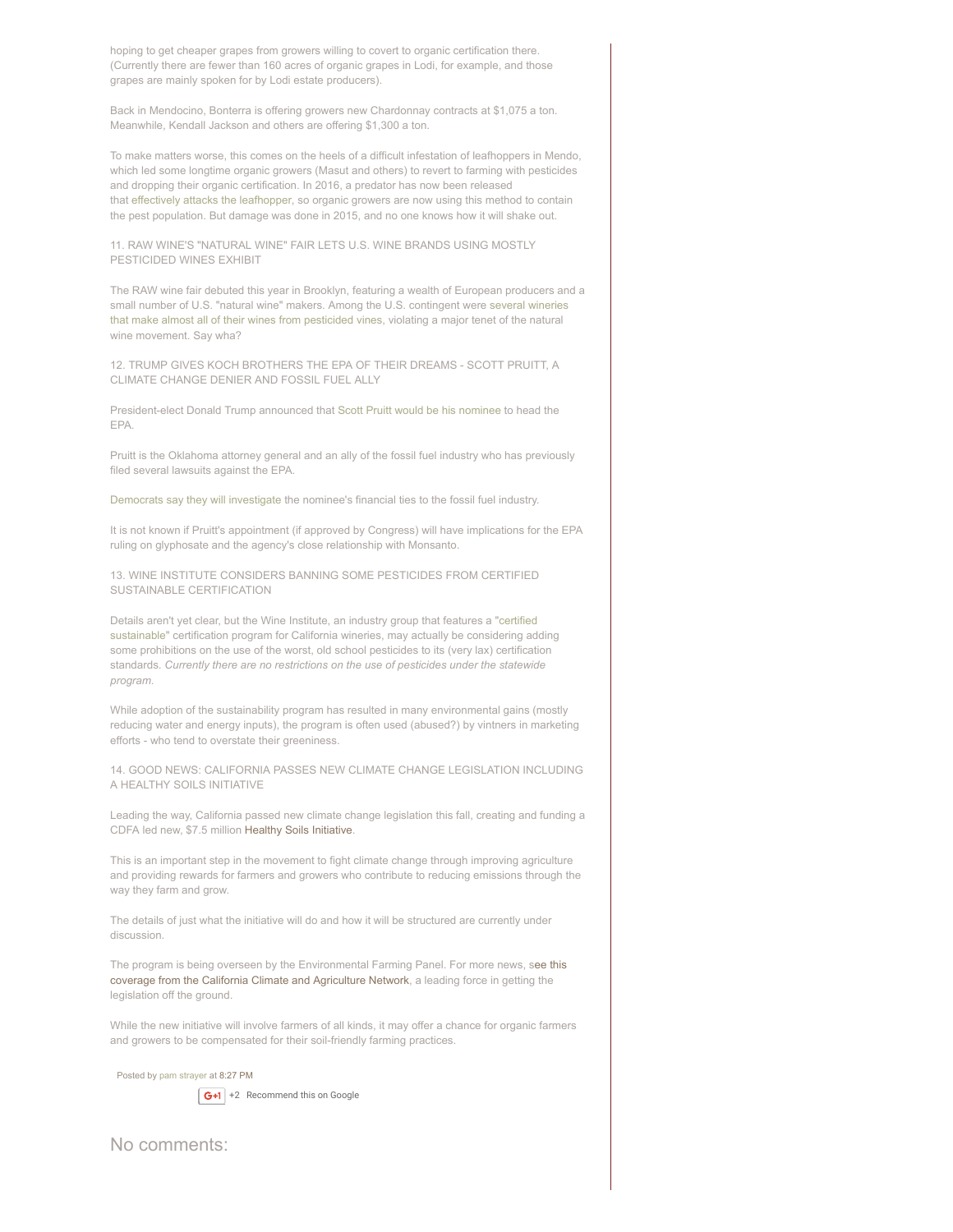hoping to get cheaper grapes from growers willing to covert to organic certification there. (Currently there are fewer than 160 acres of organic grapes in Lodi, for example, and those grapes are mainly spoken for by Lodi estate producers).

Back in Mendocino, Bonterra is offering growers new Chardonnay contracts at $1,075 a ton. Meanwhile, Kendall Jackson and others are offering $1,300 a ton.

To make matters worse, this comes on the heels of a difficult infestation of leafhoppers in Mendo, which led some longtime organic growers (Masut and others) to revert to farming with pesticides and dropping their organic certification. In 2016, a predator has now been released that effectively attacks the leafhopper, so organic growers are now using this method to contain the pest population. But damage was done in 2015, and no one knows how it will shake out.

11. RAW WINE'S "NATURAL WINE" FAIR LETS U.S. WINE BRANDS USING MOSTLY PESTICIDED WINES EXHIBIT

The RAW wine fair debuted this year in Brooklyn, featuring a wealth of European producers and a small number of U.S. "natural wine" makers. Among the U.S. contingent were several wineries that make almost all of their wines from pesticided vines, violating a major tenet of the natural wine movement. Say wha?

12. TRUMP GIVES KOCH BROTHERS THE EPA OF THEIR DREAMS - SCOTT PRUITT, A CLIMATE CHANGE DENIER AND FOSSIL FUEL ALLY

President-elect Donald Trump announced that Scott Pruitt would be his nominee to head the EPA.

Pruitt is the Oklahoma attorney general and an ally of the fossil fuel industry who has previously filed several lawsuits against the EPA.

Democrats say they will investigate the nominee's financial ties to the fossil fuel industry.

It is not known if Pruitt's appointment (if approved by Congress) will have implications for the EPA ruling on glyphosate and the agency's close relationship with Monsanto.

13. WINE INSTITUTE CONSIDERS BANNING SOME PESTICIDES FROM CERTIFIED SUSTAINABLE CERTIFICATION

Details aren't yet clear, but the Wine Institute, an industry group that features a "certified sustainable" certification program for California wineries, may actually be considering adding some prohibitions on the use of the worst, old school pesticides to its (very lax) certification standards. *Currently there are no restrictions on the use of pesticides under the statewide program.*

While adoption of the sustainability program has resulted in many environmental gains (mostly reducing water and energy inputs), the program is often used (abused?) by vintners in marketing efforts - who tend to overstate their greeniness.

14. GOOD NEWS: CALIFORNIA PASSES NEW CLIMATE CHANGE LEGISLATION INCLUDING A HEALTHY SOILS INITIATIVE

Leading the way, California passed new climate change legislation this fall, creating and funding a CDFA led new, $7.5 million Healthy Soils Initiative.

This is an important step in the movement to fight climate change through improving agriculture and providing rewards for farmers and growers who contribute to reducing emissions through the way they farm and grow.

The details of just what the initiative will do and how it will be structured are currently under discussion.

The program is being overseen by the Environmental Farming Panel. For more news, see this coverage from the California Climate and Agriculture Network, a leading force in getting the legislation off the ground.

While the new initiative will involve farmers of all kinds, it may offer a chance for organic farmers and growers to be compensated for their soil-friendly farming practices.

Posted by pam strayer at 8:27 PM

G+1 +2 Recommend this on Google

## No comments: